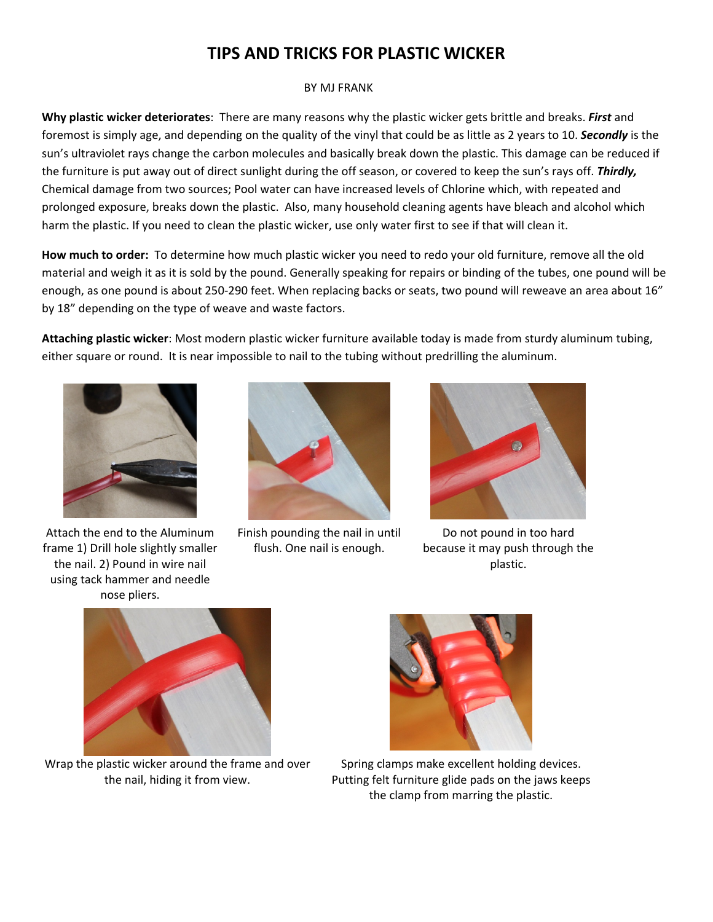# TIPS AND TRICKS FOR PLASTIC WICKER

BY MJ FRANK

**Why plastic wicker deteriorates**: There are many reasons why the plastic wicker gets brittle and breaks. ***First*** and foremost is simply age, and depending on the quality of the vinyl that could be as little as 2 years to 10. ***Secondly*** is the sun's ultraviolet rays change the carbon molecules and basically break down the plastic. This damage can be reduced if the furniture is put away out of direct sunlight during the off season, or covered to keep the sun's rays off. ***Thirdly,*** Chemical damage from two sources; Pool water can have increased levels of Chlorine which, with repeated and prolonged exposure, breaks down the plastic. Also, many household cleaning agents have bleach and alcohol which harm the plastic. If you need to clean the plastic wicker, use only water first to see if that will clean it.

**How much to order:** To determine how much plastic wicker you need to redo your old furniture, remove all the old material and weigh it as it is sold by the pound. Generally speaking for repairs or binding of the tubes, one pound will be enough, as one pound is about 250-290 feet. When replacing backs or seats, two pound will reweave an area about 16" by 18" depending on the type of weave and waste factors.

**Attaching plastic wicker**: Most modern plastic wicker furniture available today is made from sturdy aluminum tubing, either square or round. It is near impossible to nail to the tubing without predrilling the aluminum.

Attach the end to the Aluminum frame 1) Drill hole slightly smaller the nail. 2) Pound in wire nail using tack hammer and needle nose pliers.

Finish pounding the nail in until flush. One nail is enough.

Do not pound in too hard because it may push through the plastic.

Wrap the plastic wicker around the frame and over the nail, hiding it from view.

Spring clamps make excellent holding devices. Putting felt furniture glide pads on the jaws keeps the clamp from marring the plastic.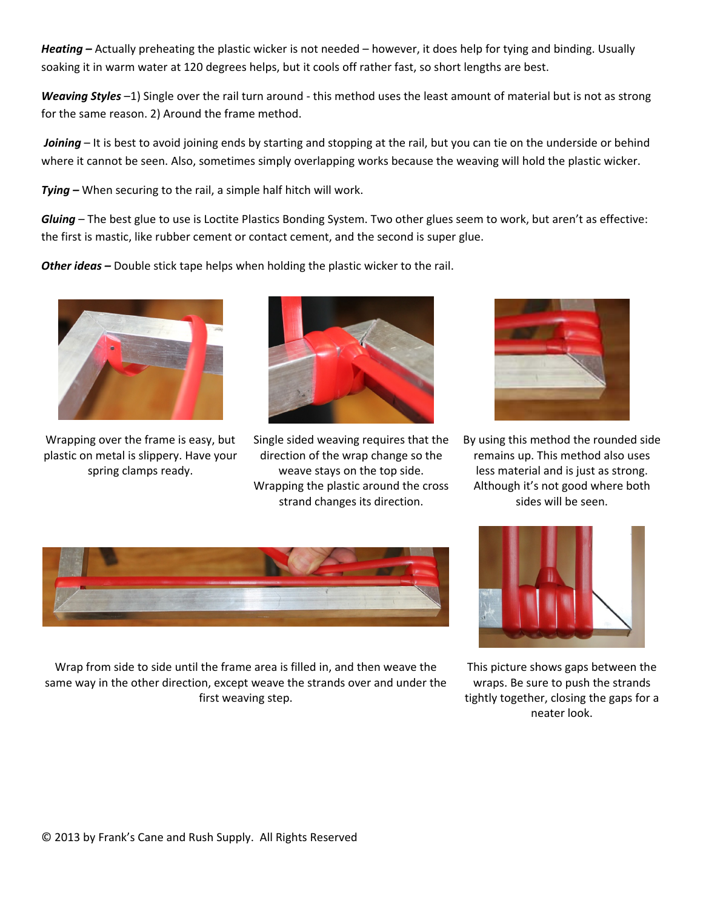***Heating –*** Actually preheating the plastic wicker is not needed – however, it does help for tying and binding. Usually soaking it in warm water at 120 degrees helps, but it cools off rather fast, so short lengths are best.

***Weaving Styles*** –1) Single over the rail turn around - this method uses the least amount of material but is not as strong for the same reason. 2) Around the frame method.

***Joining*** – It is best to avoid joining ends by starting and stopping at the rail, but you can tie on the underside or behind where it cannot be seen. Also, sometimes simply overlapping works because the weaving will hold the plastic wicker.

***Tying –*** When securing to the rail, a simple half hitch will work.

***Gluing*** – The best glue to use is Loctite Plastics Bonding System. Two other glues seem to work, but aren't as effective: the first is mastic, like rubber cement or contact cement, and the second is super glue.

***Other ideas –*** Double stick tape helps when holding the plastic wicker to the rail.

Wrapping over the frame is easy, but plastic on metal is slippery. Have your spring clamps ready.

Single sided weaving requires that the direction of the wrap change so the weave stays on the top side. Wrapping the plastic around the cross strand changes its direction.

By using this method the rounded side remains up. This method also uses less material and is just as strong. Although it's not good where both sides will be seen.

Wrap from side to side until the frame area is filled in, and then weave the same way in the other direction, except weave the strands over and under the first weaving step.

This picture shows gaps between the wraps. Be sure to push the strands tightly together, closing the gaps for a neater look.

© 2013 by Frank's Cane and Rush Supply. All Rights Reserved